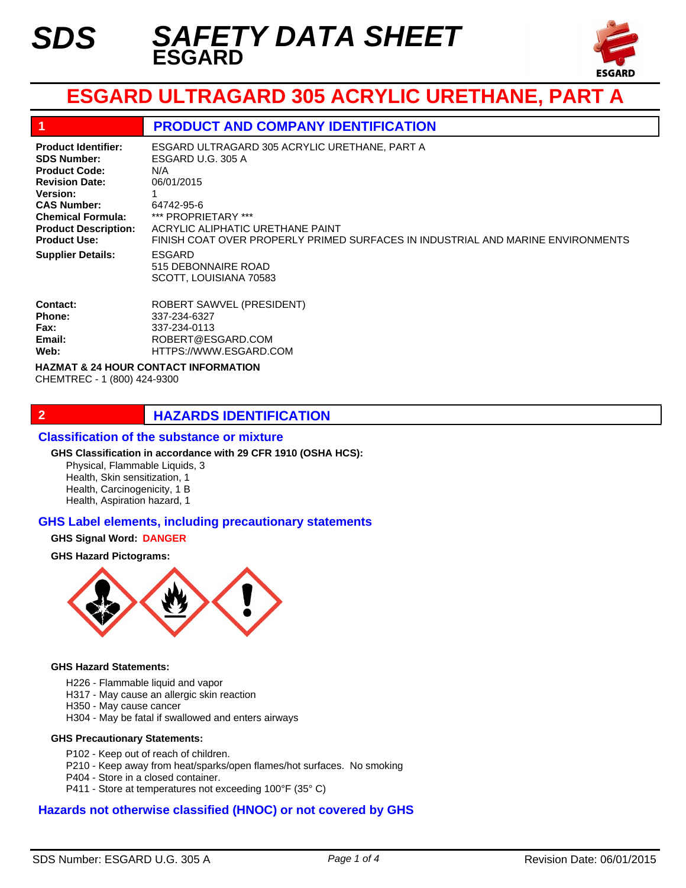# SDS SAFETY DATA SHEET
## ESGARD

# ESGARD ULTRAGARD 305 ACRYLIC URETHANE, PART A

## 1 PRODUCT AND COMPANY IDENTIFICATION

**Product Identifier:** ESGARD ULTRAGARD 305 ACRYLIC URETHANE, PART A
**SDS Number:** ESGARD U.G. 305 A
**Product Code:** N/A
**Revision Date:** 06/01/2015
**Version:** 1
**CAS Number:** 64742-95-6
**Chemical Formula:** *** PROPRIETARY ***
**Product Description:** ACRYLIC ALIPHATIC URETHANE PAINT
**Product Use:** FINISH COAT OVER PROPERLY PRIMED SURFACES IN INDUSTRIAL AND MARINE ENVIRONMENTS

**Supplier Details:** ESGARD
515 DEBONNAIRE ROAD
SCOTT, LOUISIANA 70583

**Contact:** ROBERT SAWVEL (PRESIDENT)
**Phone:** 337-234-6327
**Fax:** 337-234-0113
**Email:** ROBERT@ESGARD.COM
**Web:** HTTPS://WWW.ESGARD.COM

**HAZMAT & 24 HOUR CONTACT INFORMATION**
CHEMTREC - 1 (800) 424-9300

## 2 HAZARDS IDENTIFICATION

### Classification of the substance or mixture

**GHS Classification in accordance with 29 CFR 1910 (OSHA HCS):**
- Physical, Flammable Liquids, 3
- Health, Skin sensitization, 1
- Health, Carcinogenicity, 1 B
- Health, Aspiration hazard, 1

### GHS Label elements, including precautionary statements

**GHS Signal Word:** **DANGER**

**GHS Hazard Pictograms:**

**GHS Hazard Statements:**
- H226 - Flammable liquid and vapor
- H317 - May cause an allergic skin reaction
- H350 - May cause cancer
- H304 - May be fatal if swallowed and enters airways

**GHS Precautionary Statements:**
- P102 - Keep out of reach of children.
- P210 - Keep away from heat/sparks/open flames/hot surfaces. No smoking
- P404 - Store in a closed container.
- P411 - Store at temperatures not exceeding 100°F (35° C)

### Hazards not otherwise classified (HNOC) or not covered by GHS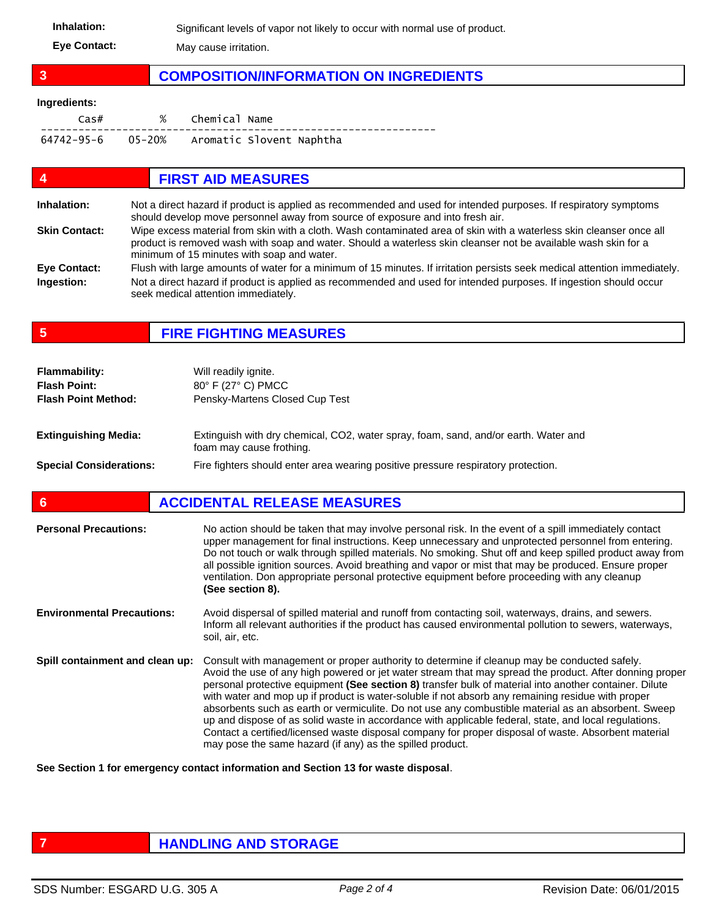**Inhalation:** Significant levels of vapor not likely to occur with normal use of product.

**Eye Contact:** May cause irritation.

## 3 COMPOSITION/INFORMATION ON INGREDIENTS

**Ingredients:**

| Cas# | % | Chemical Name |
|---|---|---|
| 64742-95-6 | 05-20% | Aromatic Slovent Naphtha |

## 4 FIRST AID MEASURES

**Inhalation:** Not a direct hazard if product is applied as recommended and used for intended purposes. If respiratory symptoms should develop move personnel away from source of exposure and into fresh air.

**Skin Contact:** Wipe excess material from skin with a cloth. Wash contaminated area of skin with a waterless skin cleanser once all product is removed wash with soap and water. Should a waterless skin cleanser not be available wash skin for a minimum of 15 minutes with soap and water.

**Eye Contact:** Flush with large amounts of water for a minimum of 15 minutes. If irritation persists seek medical attention immediately.

**Ingestion:** Not a direct hazard if product is applied as recommended and used for intended purposes. If ingestion should occur seek medical attention immediately.

## 5 FIRE FIGHTING MEASURES

**Flammability:** Will readily ignite.

**Flash Point:** 80° F (27° C) PMCC

**Flash Point Method:** Pensky-Martens Closed Cup Test

**Extinguishing Media:** Extinguish with dry chemical, $CO_2$, water spray, foam, sand, and/or earth. Water and foam may cause frothing.

**Special Considerations:** Fire fighters should enter area wearing positive pressure respiratory protection.

## 6 ACCIDENTAL RELEASE MEASURES

**Personal Precautions:** No action should be taken that may involve personal risk. In the event of a spill immediately contact upper management for final instructions. Keep unnecessary and unprotected personnel from entering. Do not touch or walk through spilled materials. No smoking. Shut off and keep spilled product away from all possible ignition sources. Avoid breathing and vapor or mist that may be produced. Ensure proper ventilation. Don appropriate personal protective equipment before proceeding with any cleanup **(See section 8).**

**Environmental Precautions:** Avoid dispersal of spilled material and runoff from contacting soil, waterways, drains, and sewers. Inform all relevant authorities if the product has caused environmental pollution to sewers, waterways, soil, air, etc.

**Spill containment and clean up:** Consult with management or proper authority to determine if cleanup may be conducted safely. Avoid the use of any high powered or jet water stream that may spread the product. After donning proper personal protective equipment **(See section 8)** transfer bulk of material into another container. Dilute with water and mop up if product is water-soluble if not absorb any remaining residue with proper absorbents such as earth or vermiculite. Do not use any combustible material as an absorbent. Sweep up and dispose of as solid waste in accordance with applicable federal, state, and local regulations. Contact a certified/licensed waste disposal company for proper disposal of waste. Absorbent material may pose the same hazard (if any) as the spilled product.

**See Section 1 for emergency contact information and Section 13 for waste disposal**.

## 7 HANDLING AND STORAGE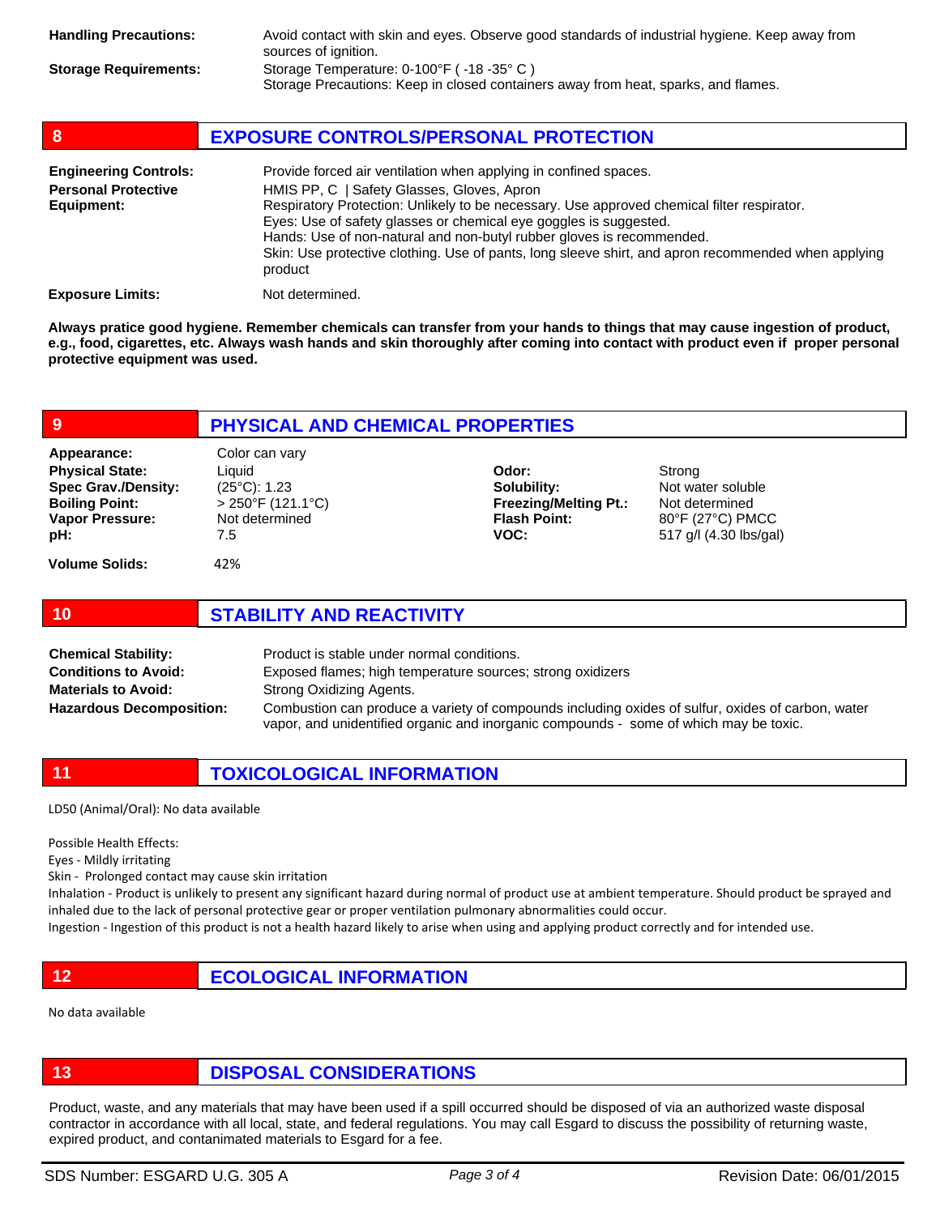| | |
|---|---|
| **Handling Precautions:** | Avoid contact with skin and eyes. Observe good standards of industrial hygiene. Keep away from sources of ignition. |
| **Storage Requirements:** | Storage Temperature: 0-100°F ( -18 -35° C ) <br> Storage Precautions: Keep in closed containers away from heat, sparks, and flames. |

## 8 EXPOSURE CONTROLS/PERSONAL PROTECTION

| | |
|---|---|
| **Engineering Controls:** | Provide forced air ventilation when applying in confined spaces. |
| **Personal Protective Equipment:** | HMIS PP, C \| Safety Glasses, Gloves, Apron <br> Respiratory Protection: Unlikely to be necessary. Use approved chemical filter respirator. <br> Eyes: Use of safety glasses or chemical eye goggles is suggested. <br> Hands: Use of non-natural and non-butyl rubber gloves is recommended. <br> Skin: Use protective clothing. Use of pants, long sleeve shirt, and apron recommended when applying product |
| **Exposure Limits:** | Not determined. |

**Always pratice good hygiene. Remember chemicals can transfer from your hands to things that may cause ingestion of product, e.g., food, cigarettes, etc. Always wash hands and skin thoroughly after coming into contact with product even if proper personal protective equipment was used.**

## 9 PHYSICAL AND CHEMICAL PROPERTIES

| | | | |
|---|---|---|---|
| **Appearance:** | Color can vary | | |
| **Physical State:** | Liquid | **Odor:** | Strong |
| **Spec Grav./Density:** | (25°C): 1.23 | **Solubility:** | Not water soluble |
| **Boiling Point:** | > 250°F (121.1°C) | **Freezing/Melting Pt.:** | Not determined |
| **Vapor Pressure:** | Not determined | **Flash Point:** | 80°F (27°C) PMCC |
| **pH:** | 7.5 | **VOC:** | 517 g/l (4.30 lbs/gal) |
| **Volume Solids:** | 42% | | |

## 10 STABILITY AND REACTIVITY

| | |
|---|---|
| **Chemical Stability:** | Product is stable under normal conditions. |
| **Conditions to Avoid:** | Exposed flames; high temperature sources; strong oxidizers |
| **Materials to Avoid:** | Strong Oxidizing Agents. |
| **Hazardous Decomposition:** | Combustion can produce a variety of compounds including oxides of sulfur, oxides of carbon, water vapor, and unidentified organic and inorganic compounds - some of which may be toxic. |

## 11 TOXICOLOGICAL INFORMATION

LD50 (Animal/Oral): No data available

Possible Health Effects:
Eyes - Mildly irritating
Skin - Prolonged contact may cause skin irritation
Inhalation - Product is unlikely to present any significant hazard during normal of product use at ambient temperature. Should product be sprayed and inhaled due to the lack of personal protective gear or proper ventilation pulmonary abnormalities could occur.
Ingestion - Ingestion of this product is not a health hazard likely to arise when using and applying product correctly and for intended use.

## 12 ECOLOGICAL INFORMATION

No data available

## 13 DISPOSAL CONSIDERATIONS

Product, waste, and any materials that may have been used if a spill occurred should be disposed of via an authorized waste disposal contractor in accordance with all local, state, and federal regulations. You may call Esgard to discuss the possibility of returning waste, expired product, and contaminated materials to Esgard for a fee.

SDS Number: ESGARD U.G. 305 A | Revision Date: 06/01/2015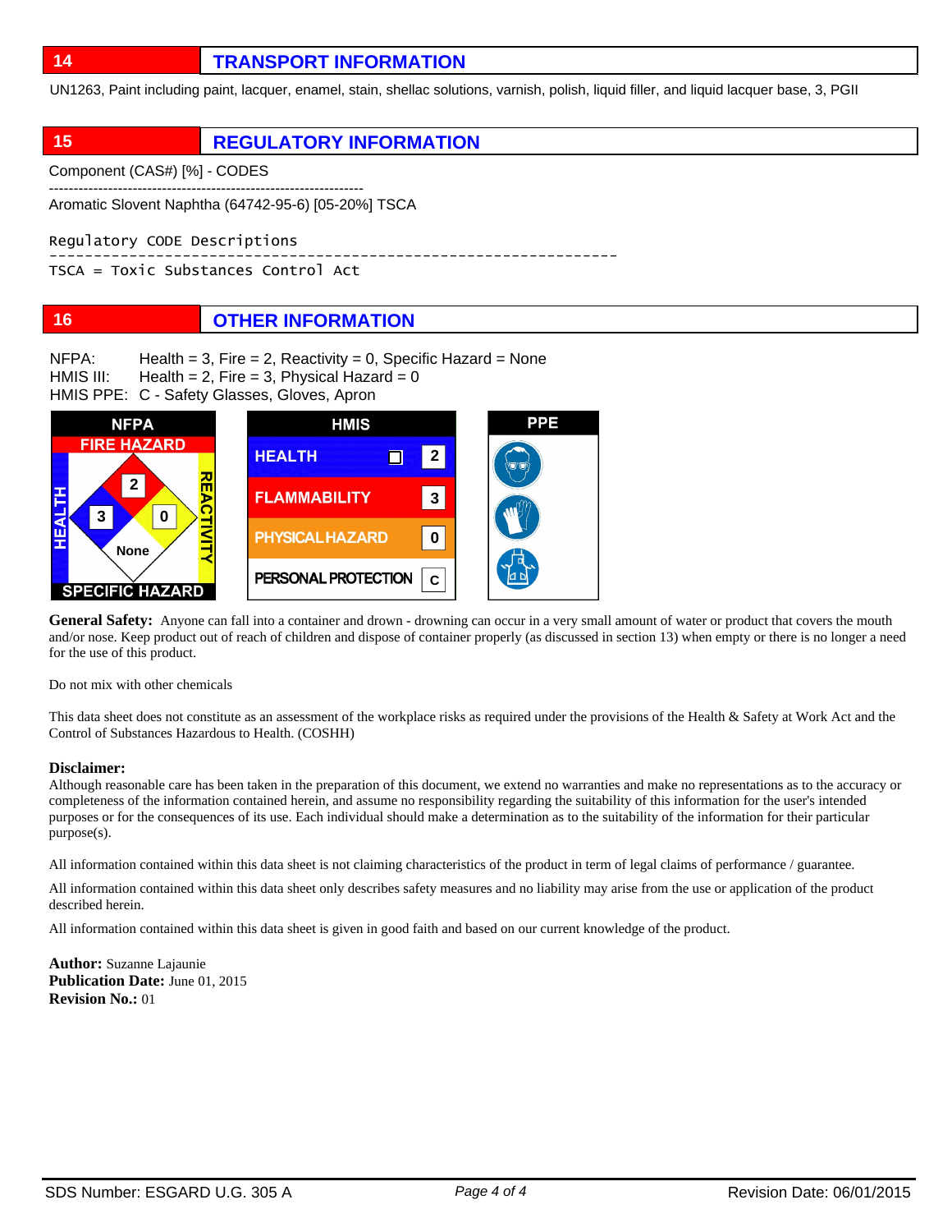## 14 TRANSPORT INFORMATION

UN1263, Paint including paint, lacquer, enamel, stain, shellac solutions, varnish, polish, liquid filler, and liquid lacquer base, 3, PGII

## 15 REGULATORY INFORMATION

Component (CAS#) [%] - CODES

----------------------------------------------------------------

Aromatic Slovent Naphtha (64742-95-6) [05-20%] TSCA

```
Regulatory CODE Descriptions
----------------------------------------------------------------
TSCA = Toxic Substances Control Act
```

## 16 OTHER INFORMATION

NFPA: Health = 3, Fire = 2, Reactivity = 0, Specific Hazard = None
HMIS III: Health = 2, Fire = 3, Physical Hazard = 0
HMIS PPE: C - Safety Glasses, Gloves, Apron

NFPA
FIRE HAZARD
2
HEALTH
3
REACTIVITY
0
None
SPECIFIC HAZARD

| HMIS | |
|---|---|
| HEALTH | 2 |
| FLAMMABILITY | 3 |
| PHYSICAL HAZARD | 0 |
| PERSONAL PROTECTION | C |

PPE

**General Safety:** Anyone can fall into a container and drown - drowning can occur in a very small amount of water or product that covers the mouth and/or nose. Keep product out of reach of children and dispose of container properly (as discussed in section 13) when empty or there is no longer a need for the use of this product.

Do not mix with other chemicals

This data sheet does not constitute as an assessment of the workplace risks as required under the provisions of the Health & Safety at Work Act and the Control of Substances Hazardous to Health. (COSHH)

**Disclaimer:**
Although reasonable care has been taken in the preparation of this document, we extend no warranties and make no representations as to the accuracy or completeness of the information contained herein, and assume no responsibility regarding the suitability of this information for the user's intended purposes or for the consequences of its use. Each individual should make a determination as to the suitability of the information for their particular purpose(s).

All information contained within this data sheet is not claiming characteristics of the product in term of legal claims of performance / guarantee.

All information contained within this data sheet only describes safety measures and no liability may arise from the use or application of the product described herein.

All information contained within this data sheet is given in good faith and based on our current knowledge of the product.

**Author:** Suzanne Lajaunie
**Publication Date:** June 01, 2015
**Revision No.:** 01

SDS Number: ESGARD U.G. 305 A    Revision Date: 06/01/2015